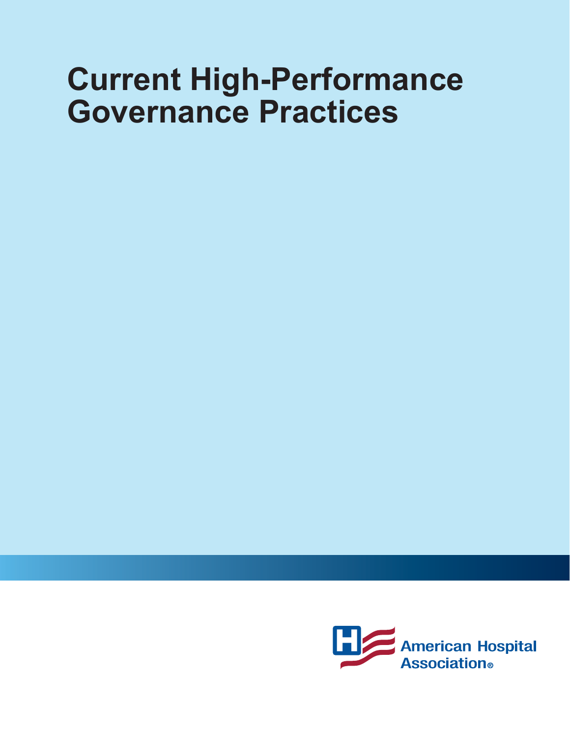# Current High-Performance Governance Practices

American Hospital Association®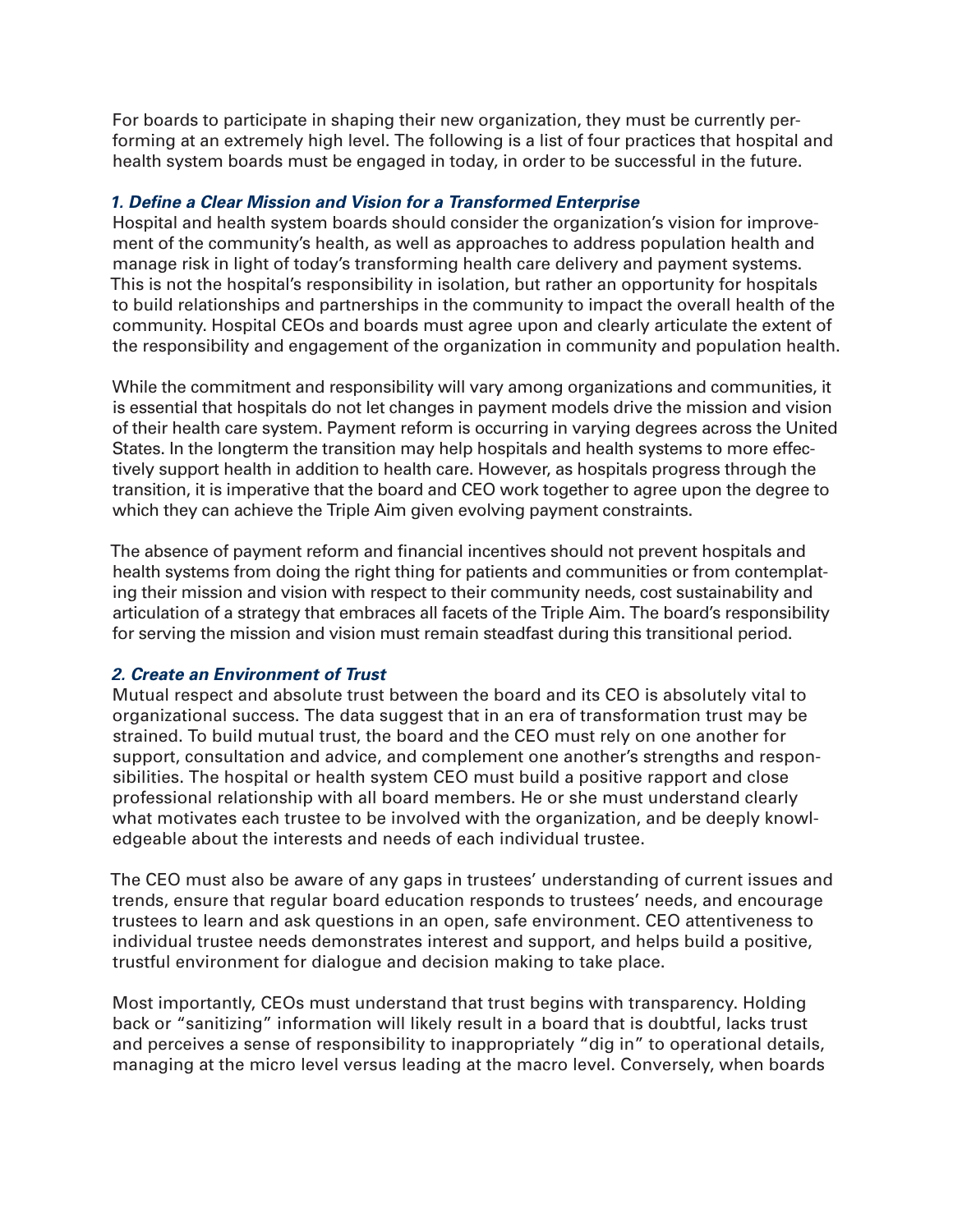For boards to participate in shaping their new organization, they must be currently performing at an extremely high level. The following is a list of four practices that hospital and health system boards must be engaged in today, in order to be successful in the future.

### *1. Define a Clear Mission and Vision for a Transformed Enterprise*

Hospital and health system boards should consider the organization's vision for improvement of the community's health, as well as approaches to address population health and manage risk in light of today's transforming health care delivery and payment systems. This is not the hospital's responsibility in isolation, but rather an opportunity for hospitals to build relationships and partnerships in the community to impact the overall health of the community. Hospital CEOs and boards must agree upon and clearly articulate the extent of the responsibility and engagement of the organization in community and population health.

While the commitment and responsibility will vary among organizations and communities, it is essential that hospitals do not let changes in payment models drive the mission and vision of their health care system. Payment reform is occurring in varying degrees across the United States. In the longterm the transition may help hospitals and health systems to more effectively support health in addition to health care. However, as hospitals progress through the transition, it is imperative that the board and CEO work together to agree upon the degree to which they can achieve the Triple Aim given evolving payment constraints.

The absence of payment reform and financial incentives should not prevent hospitals and health systems from doing the right thing for patients and communities or from contemplating their mission and vision with respect to their community needs, cost sustainability and articulation of a strategy that embraces all facets of the Triple Aim. The board's responsibility for serving the mission and vision must remain steadfast during this transitional period.

### *2. Create an Environment of Trust*

Mutual respect and absolute trust between the board and its CEO is absolutely vital to organizational success. The data suggest that in an era of transformation trust may be strained. To build mutual trust, the board and the CEO must rely on one another for support, consultation and advice, and complement one another's strengths and responsibilities. The hospital or health system CEO must build a positive rapport and close professional relationship with all board members. He or she must understand clearly what motivates each trustee to be involved with the organization, and be deeply knowledgeable about the interests and needs of each individual trustee.

The CEO must also be aware of any gaps in trustees' understanding of current issues and trends, ensure that regular board education responds to trustees' needs, and encourage trustees to learn and ask questions in an open, safe environment. CEO attentiveness to individual trustee needs demonstrates interest and support, and helps build a positive, trustful environment for dialogue and decision making to take place.

Most importantly, CEOs must understand that trust begins with transparency. Holding back or "sanitizing" information will likely result in a board that is doubtful, lacks trust and perceives a sense of responsibility to inappropriately "dig in" to operational details, managing at the micro level versus leading at the macro level. Conversely, when boards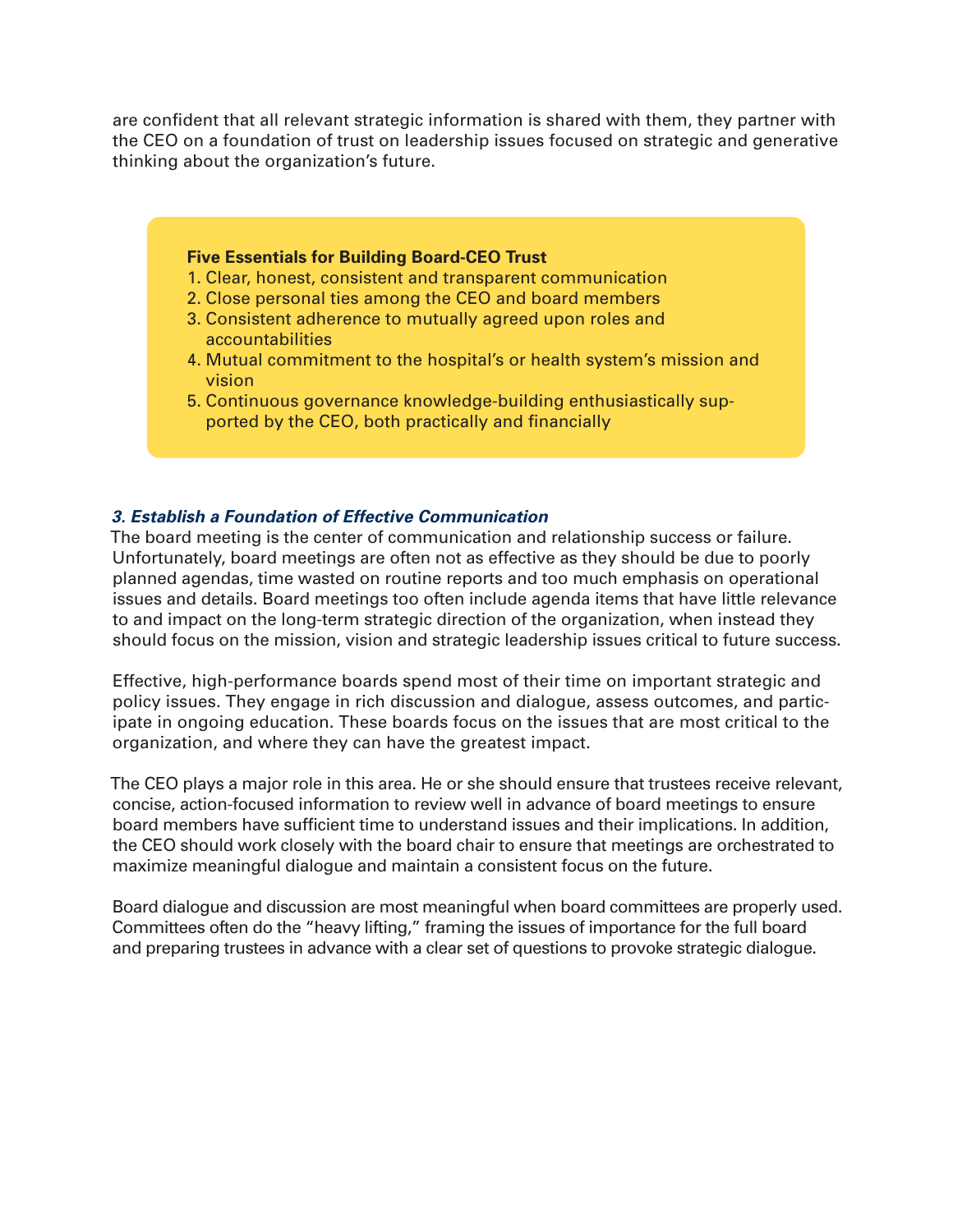are confident that all relevant strategic information is shared with them, they partner with the CEO on a foundation of trust on leadership issues focused on strategic and generative thinking about the organization's future.

**Five Essentials for Building Board-CEO Trust**

1. Clear, honest, consistent and transparent communication
2. Close personal ties among the CEO and board members
3. Consistent adherence to mutually agreed upon roles and accountabilities
4. Mutual commitment to the hospital's or health system's mission and vision
5. Continuous governance knowledge-building enthusiastically supported by the CEO, both practically and financially

### *3. Establish a Foundation of Effective Communication*

The board meeting is the center of communication and relationship success or failure. Unfortunately, board meetings are often not as effective as they should be due to poorly planned agendas, time wasted on routine reports and too much emphasis on operational issues and details. Board meetings too often include agenda items that have little relevance to and impact on the long-term strategic direction of the organization, when instead they should focus on the mission, vision and strategic leadership issues critical to future success.

Effective, high-performance boards spend most of their time on important strategic and policy issues. They engage in rich discussion and dialogue, assess outcomes, and participate in ongoing education. These boards focus on the issues that are most critical to the organization, and where they can have the greatest impact.

The CEO plays a major role in this area. He or she should ensure that trustees receive relevant, concise, action-focused information to review well in advance of board meetings to ensure board members have sufficient time to understand issues and their implications. In addition, the CEO should work closely with the board chair to ensure that meetings are orchestrated to maximize meaningful dialogue and maintain a consistent focus on the future.

Board dialogue and discussion are most meaningful when board committees are properly used. Committees often do the "heavy lifting," framing the issues of importance for the full board and preparing trustees in advance with a clear set of questions to provoke strategic dialogue.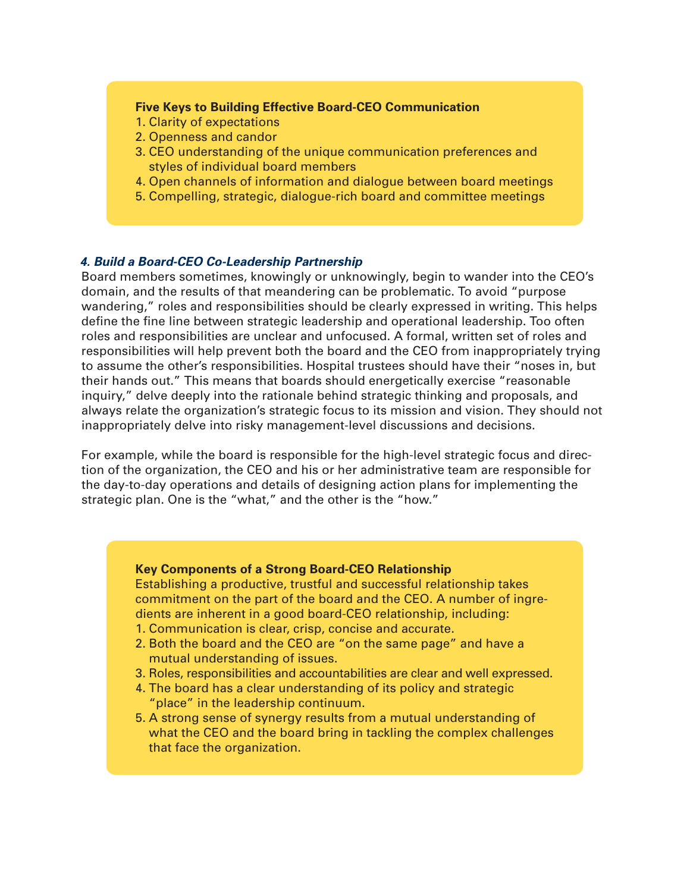**Five Keys to Building Effective Board-CEO Communication**

1. Clarity of expectations
2. Openness and candor
3. CEO understanding of the unique communication preferences and styles of individual board members
4. Open channels of information and dialogue between board meetings
5. Compelling, strategic, dialogue-rich board and committee meetings

### *4. Build a Board-CEO Co-Leadership Partnership*

Board members sometimes, knowingly or unknowingly, begin to wander into the CEO's domain, and the results of that meandering can be problematic. To avoid "purpose wandering," roles and responsibilities should be clearly expressed in writing. This helps define the fine line between strategic leadership and operational leadership. Too often roles and responsibilities are unclear and unfocused. A formal, written set of roles and responsibilities will help prevent both the board and the CEO from inappropriately trying to assume the other's responsibilities. Hospital trustees should have their "noses in, but their hands out." This means that boards should energetically exercise "reasonable inquiry," delve deeply into the rationale behind strategic thinking and proposals, and always relate the organization's strategic focus to its mission and vision. They should not inappropriately delve into risky management-level discussions and decisions.

For example, while the board is responsible for the high-level strategic focus and direction of the organization, the CEO and his or her administrative team are responsible for the day-to-day operations and details of designing action plans for implementing the strategic plan. One is the "what," and the other is the "how."

**Key Components of a Strong Board-CEO Relationship**

Establishing a productive, trustful and successful relationship takes commitment on the part of the board and the CEO. A number of ingredients are inherent in a good board-CEO relationship, including:

1. Communication is clear, crisp, concise and accurate.
2. Both the board and the CEO are "on the same page" and have a mutual understanding of issues.
3. Roles, responsibilities and accountabilities are clear and well expressed.
4. The board has a clear understanding of its policy and strategic "place" in the leadership continuum.
5. A strong sense of synergy results from a mutual understanding of what the CEO and the board bring in tackling the complex challenges that face the organization.